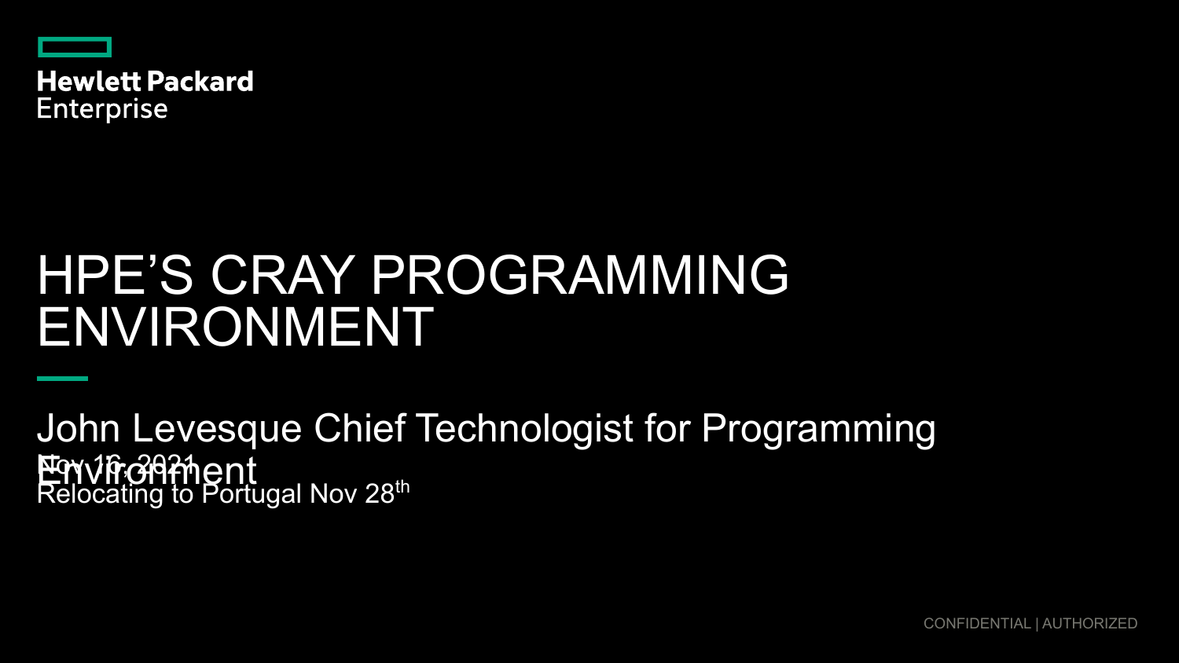Hewlett Packard Enterprise

# HPE'S CRAY PROGRAMMING ENVIRONMENT

John Levesque Chief Technologist for Programming Environment

Nov 16, 2021

Relocating to Portugal Nov 28th

CONFIDENTIAL | AUTHORIZED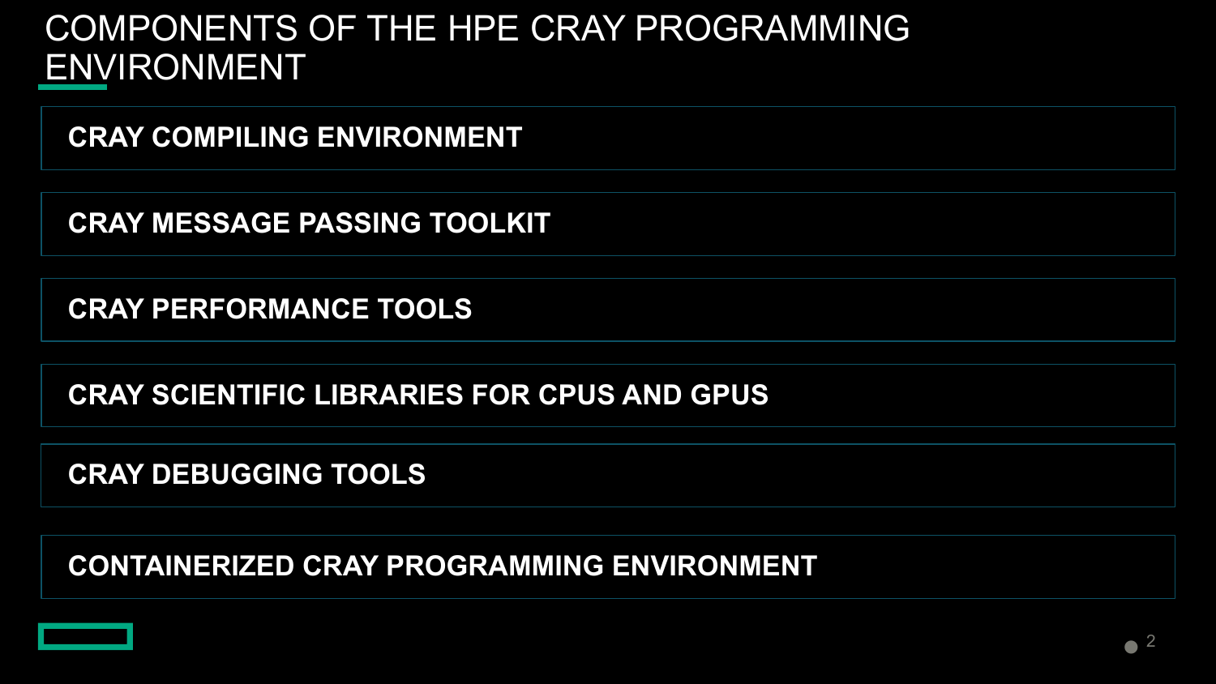# COMPONENTS OF THE HPE CRAY PROGRAMMING ENVIRONMENT

- **CRAY COMPILING ENVIRONMENT**
- **CRAY MESSAGE PASSING TOOLKIT**
- **CRAY PERFORMANCE TOOLS**
- **CRAY SCIENTIFIC LIBRARIES FOR CPUS AND GPUS**
- **CRAY DEBUGGING TOOLS**
- **CONTAINERIZED CRAY PROGRAMMING ENVIRONMENT**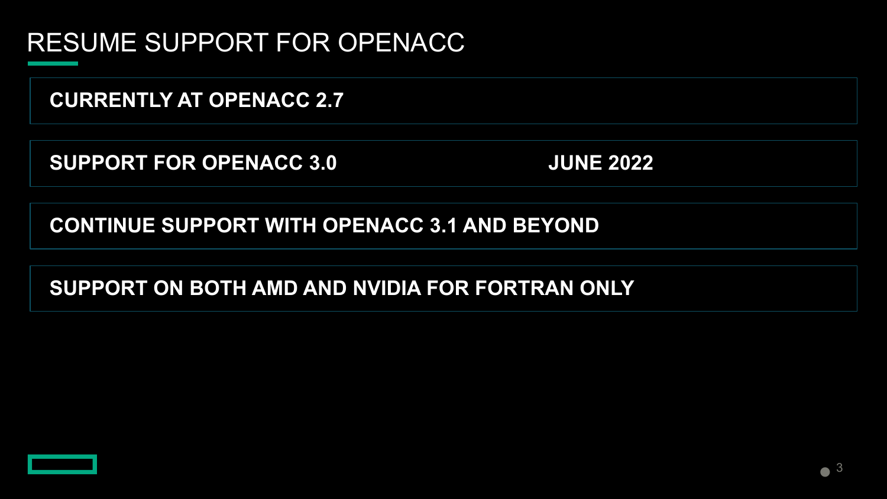# RESUME SUPPORT FOR OPENACC

**CURRENTLY AT OPENACC 2.7**

**SUPPORT FOR OPENACC 3.0** **JUNE 2022**

**CONTINUE SUPPORT WITH OPENACC 3.1 AND BEYOND**

**SUPPORT ON BOTH AMD AND NVIDIA FOR FORTRAN ONLY**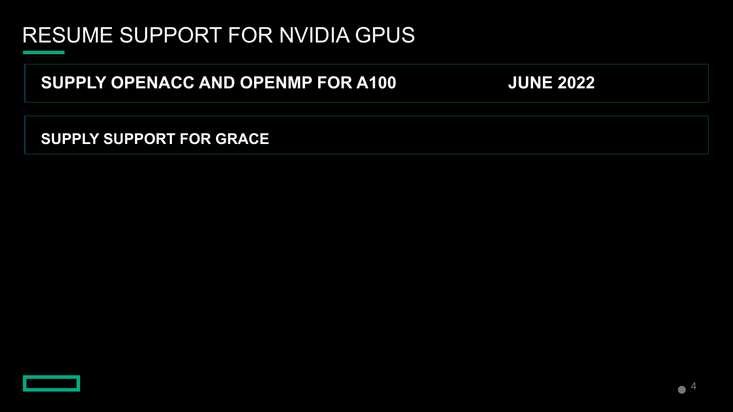# RESUME SUPPORT FOR NVIDIA GPUS

| **SUPPLY OPENACC AND OPENMP FOR A100** | **JUNE 2022** |
|---|---|
| **SUPPLY SUPPORT FOR GRACE** | |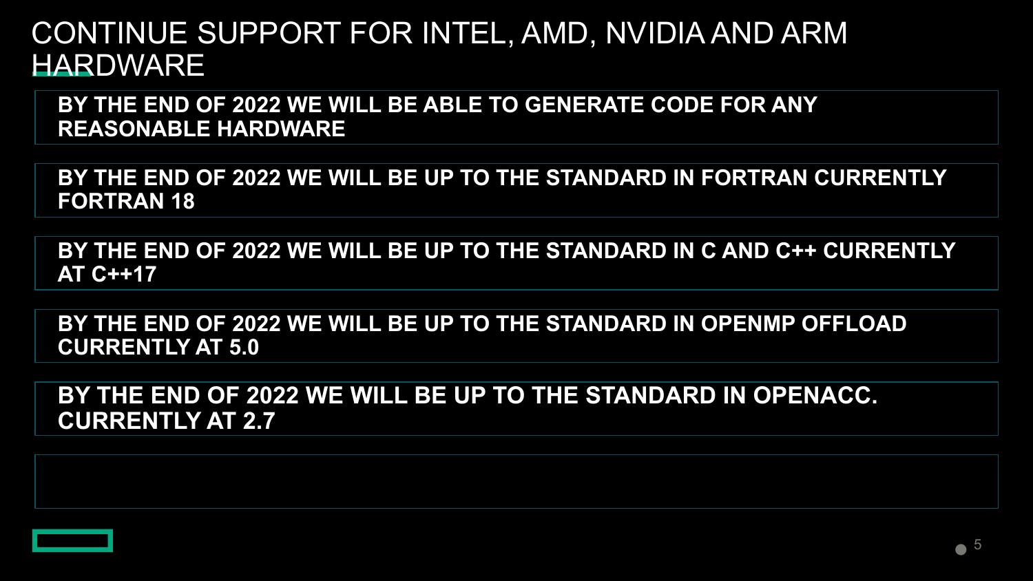# CONTINUE SUPPORT FOR INTEL, AMD, NVIDIA AND ARM HARDWARE

**BY THE END OF 2022 WE WILL BE ABLE TO GENERATE CODE FOR ANY REASONABLE HARDWARE**

**BY THE END OF 2022 WE WILL BE UP TO THE STANDARD IN FORTRAN CURRENTLY FORTRAN 18**

**BY THE END OF 2022 WE WILL BE UP TO THE STANDARD IN C AND C++ CURRENTLY AT C++17**

**BY THE END OF 2022 WE WILL BE UP TO THE STANDARD IN OPENMP OFFLOAD CURRENTLY AT 5.0**

**BY THE END OF 2022 WE WILL BE UP TO THE STANDARD IN OPENACC. CURRENTLY AT 2.7**